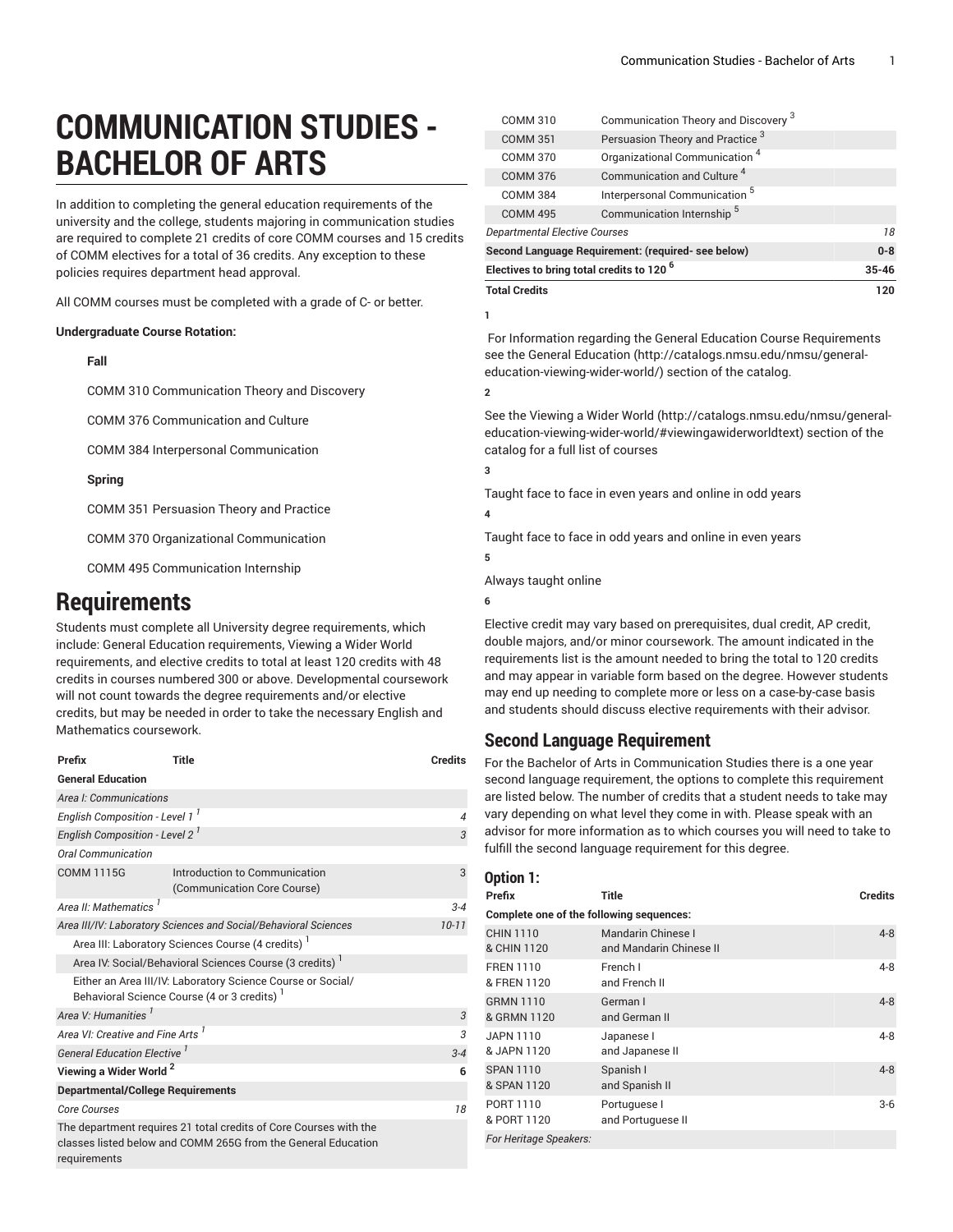# COMMUNICATION STUDIES - BACHELOR OF ARTS

In addition to completing the general education requirements of the university and the college, students majoring in communication studies are required to complete 21 credits of core COMM courses and 15 credits of COMM electives for a total of 36 credits. Any exception to these policies requires department head approval.

All COMM courses must be completed with a grade of C- or better.

**Undergraduate Course Rotation:**

**Fall**

COMM 310 Communication Theory and Discovery

COMM 376 Communication and Culture

COMM 384 Interpersonal Communication

**Spring**

COMM 351 Persuasion Theory and Practice

COMM 370 Organizational Communication

COMM 495 Communication Internship

## Requirements

Students must complete all University degree requirements, which include: General Education requirements, Viewing a Wider World requirements, and elective credits to total at least 120 credits with 48 credits in courses numbered 300 or above. Developmental coursework will not count towards the degree requirements and/or elective credits, but may be needed in order to take the necessary English and Mathematics coursework.

| Prefix | Title | Credits |
|---|---|---|
| **General Education** | | |
| *Area I: Communications* | | |
| *English Composition - Level 1* [1] | | *4* |
| *English Composition - Level 2* [1] | | *3* |
| *Oral Communication* | | |
| COMM 1115G | Introduction to Communication (Communication Core Course) | 3 |
| *Area II: Mathematics* [1] | | *3-4* |
| *Area III/IV: Laboratory Sciences and Social/Behavioral Sciences* | | *10-11* |
| Area III: Laboratory Sciences Course (4 credits) [1] | | |
| Area IV: Social/Behavioral Sciences Course (3 credits) [1] | | |
| Either an Area III/IV: Laboratory Science Course or Social/Behavioral Science Course (4 or 3 credits) [1] | | |
| *Area V: Humanities* [1] | | *3* |
| *Area VI: Creative and Fine Arts* [1] | | *3* |
| *General Education Elective* [1] | | *3-4* |
| **Viewing a Wider World** [2] | | **6** |
| **Departmental/College Requirements** | | |
| *Core Courses* | | *18* |
| The department requires 21 total credits of Core Courses with the classes listed below and COMM 265G from the General Education requirements | | |
| COMM 310 | Communication Theory and Discovery [3] | |
| COMM 351 | Persuasion Theory and Practice [3] | |
| COMM 370 | Organizational Communication [4] | |
| COMM 376 | Communication and Culture [4] | |
| COMM 384 | Interpersonal Communication [5] | |
| COMM 495 | Communication Internship [5] | |
| *Departmental Elective Courses* | | *18* |
| **Second Language Requirement: (required- see below)** | | **0-8** |
| **Electives to bring total credits to 120** [6] | | **35-46** |
| **Total Credits** | | **120** |

**1**

For Information regarding the General Education Course Requirements see the General Education (http://catalogs.nmsu.edu/nmsu/general-education-viewing-wider-world/) section of the catalog.

**2**

See the Viewing a Wider World (http://catalogs.nmsu.edu/nmsu/general-education-viewing-wider-world/#viewingawiderworldtext) section of the catalog for a full list of courses

**3**

Taught face to face in even years and online in odd years

**4**

Taught face to face in odd years and online in even years

**5**

Always taught online

**6**

Elective credit may vary based on prerequisites, dual credit, AP credit, double majors, and/or minor coursework. The amount indicated in the requirements list is the amount needed to bring the total to 120 credits and may appear in variable form based on the degree. However students may end up needing to complete more or less on a case-by-case basis and students should discuss elective requirements with their advisor.

## Second Language Requirement

For the Bachelor of Arts in Communication Studies there is a one year second language requirement, the options to complete this requirement are listed below. The number of credits that a student needs to take may vary depending on what level they come in with. Please speak with an advisor for more information as to which courses you will need to take to fulfill the second language requirement for this degree.

### Option 1:

| Prefix | Title | Credits |
|---|---|---|
| **Complete one of the following sequences:** | | |
| CHIN 1110 & CHIN 1120 | Mandarin Chinese I and Mandarin Chinese II | 4-8 |
| FREN 1110 & FREN 1120 | French I and French II | 4-8 |
| GRMN 1110 & GRMN 1120 | German I and German II | 4-8 |
| JAPN 1110 & JAPN 1120 | Japanese I and Japanese II | 4-8 |
| SPAN 1110 & SPAN 1120 | Spanish I and Spanish II | 4-8 |
| PORT 1110 & PORT 1120 | Portuguese I and Portuguese II | 3-6 |
| *For Heritage Speakers:* | | |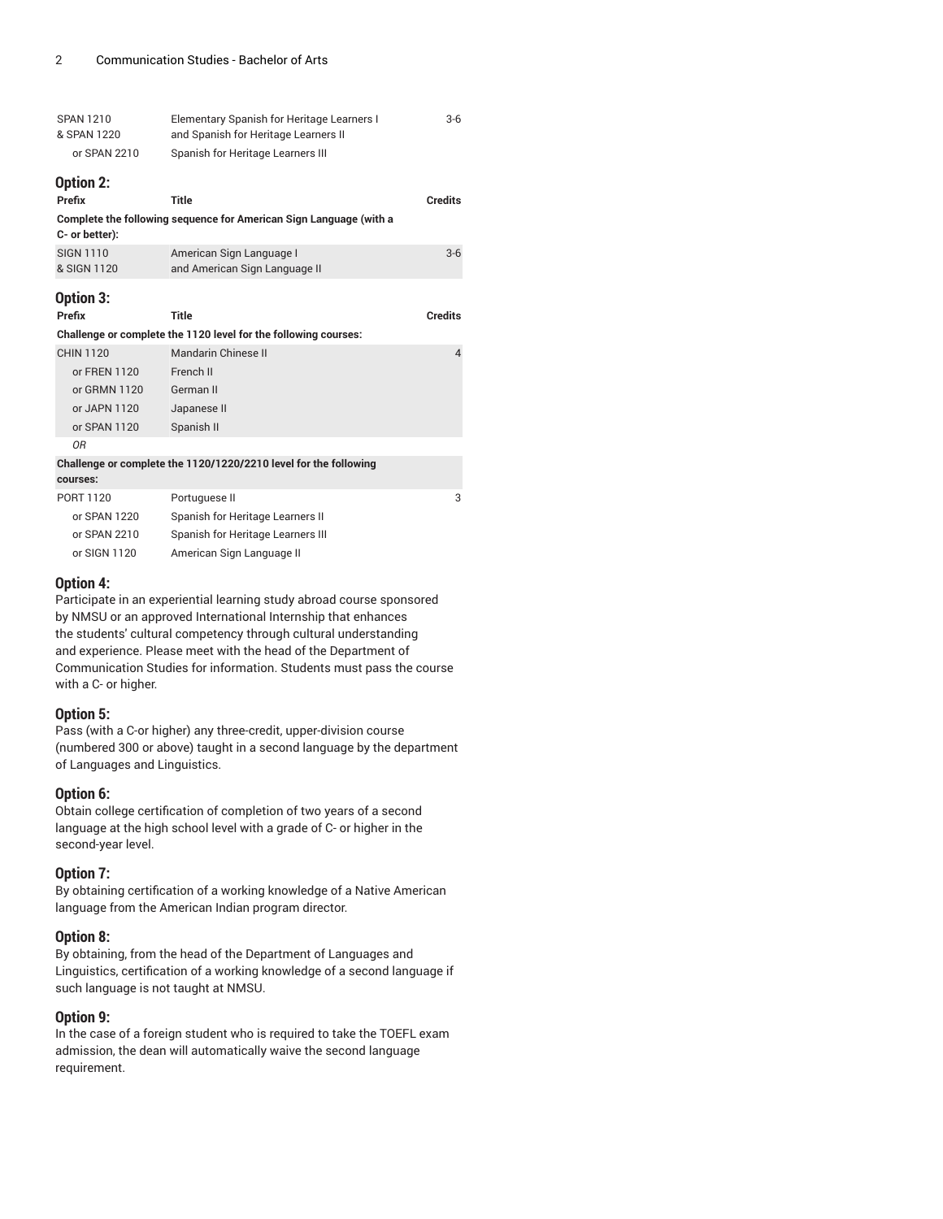| | | |
|---|---|---|
| SPAN 1210 & SPAN 1220 | Elementary Spanish for Heritage Learners I and Spanish for Heritage Learners II | 3-6 |
| or SPAN 2210 | Spanish for Heritage Learners III | |

## Option 2:

| Prefix | Title | Credits |
|---|---|---|
| **Complete the following sequence for American Sign Language (with a C- or better):** | | |
| SIGN 1110 & SIGN 1120 | American Sign Language I and American Sign Language II | 3-6 |

## Option 3:

| Prefix | Title | Credits |
|---|---|---|
| **Challenge or complete the 1120 level for the following courses:** | | |
| CHIN 1120 | Mandarin Chinese II | 4 |
| or FREN 1120 | French II | |
| or GRMN 1120 | German II | |
| or JAPN 1120 | Japanese II | |
| or SPAN 1120 | Spanish II | |
| *OR* | | |
| **Challenge or complete the 1120/1220/2210 level for the following courses:** | | |
| PORT 1120 | Portuguese II | 3 |
| or SPAN 1220 | Spanish for Heritage Learners II | |
| or SPAN 2210 | Spanish for Heritage Learners III | |
| or SIGN 1120 | American Sign Language II | |

## Option 4:

Participate in an experiential learning study abroad course sponsored by NMSU or an approved International Internship that enhances the students' cultural competency through cultural understanding and experience. Please meet with the head of the Department of Communication Studies for information. Students must pass the course with a C- or higher.

## Option 5:

Pass (with a C-or higher) any three-credit, upper-division course (numbered 300 or above) taught in a second language by the department of Languages and Linguistics.

## Option 6:

Obtain college certification of completion of two years of a second language at the high school level with a grade of C- or higher in the second-year level.

## Option 7:

By obtaining certification of a working knowledge of a Native American language from the American Indian program director.

## Option 8:

By obtaining, from the head of the Department of Languages and Linguistics, certification of a working knowledge of a second language if such language is not taught at NMSU.

## Option 9:

In the case of a foreign student who is required to take the TOEFL exam admission, the dean will automatically waive the second language requirement.